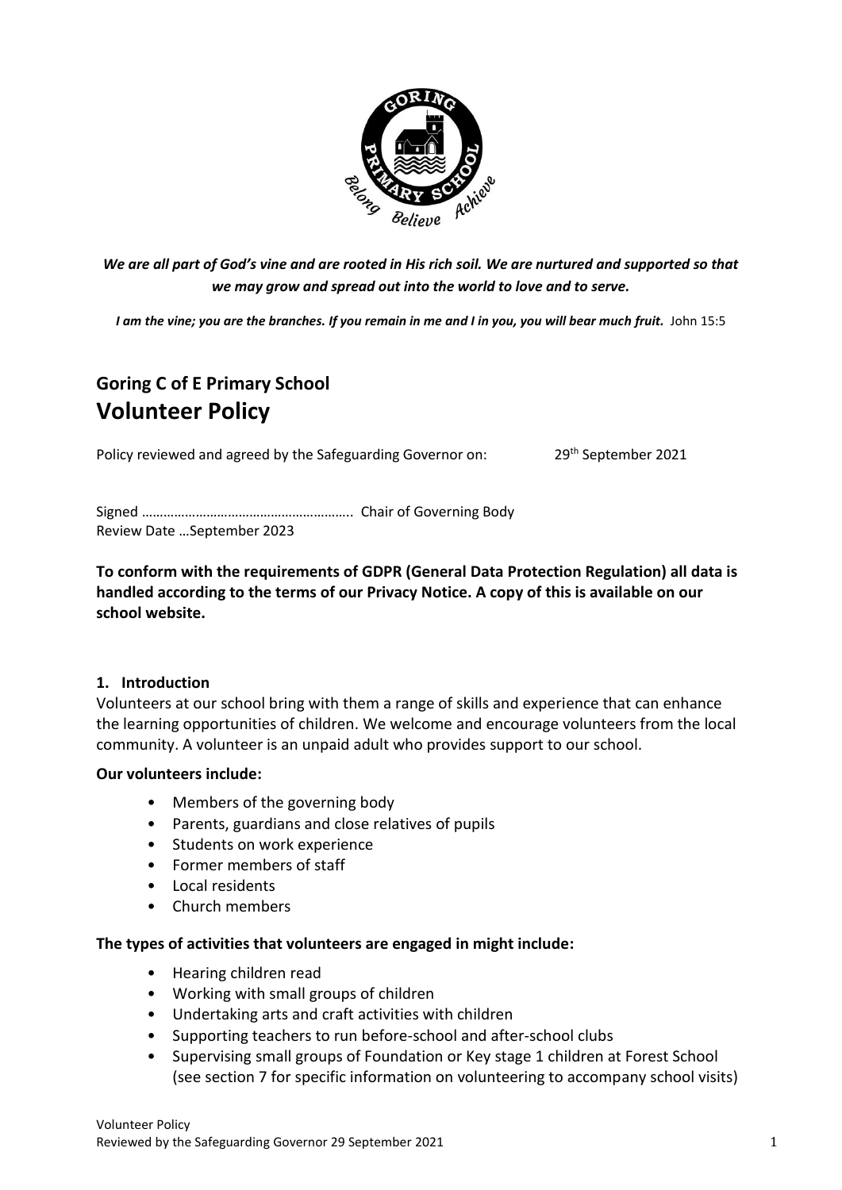*We are all part of God's vine and are rooted in His rich soil. We are nurtured and supported so that we may grow and spread out into the world to love and to serve.*

***I am the vine; you are the branches. If you remain in me and I in you, you will bear much fruit.*** John 15:5

## Goring C of E Primary School

# Volunteer Policy

Policy reviewed and agreed by the Safeguarding Governor on: 29th September 2021

Signed ………………………………………………….. Chair of Governing Body

Review Date …September 2023

**To conform with the requirements of GDPR (General Data Protection Regulation) all data is handled according to the terms of our Privacy Notice. A copy of this is available on our school website.**

### 1. Introduction

Volunteers at our school bring with them a range of skills and experience that can enhance the learning opportunities of children. We welcome and encourage volunteers from the local community. A volunteer is an unpaid adult who provides support to our school.

**Our volunteers include:**

- Members of the governing body
- Parents, guardians and close relatives of pupils
- Students on work experience
- Former members of staff
- Local residents
- Church members

**The types of activities that volunteers are engaged in might include:**

- Hearing children read
- Working with small groups of children
- Undertaking arts and craft activities with children
- Supporting teachers to run before-school and after-school clubs
- Supervising small groups of Foundation or Key stage 1 children at Forest School (see section 7 for specific information on volunteering to accompany school visits)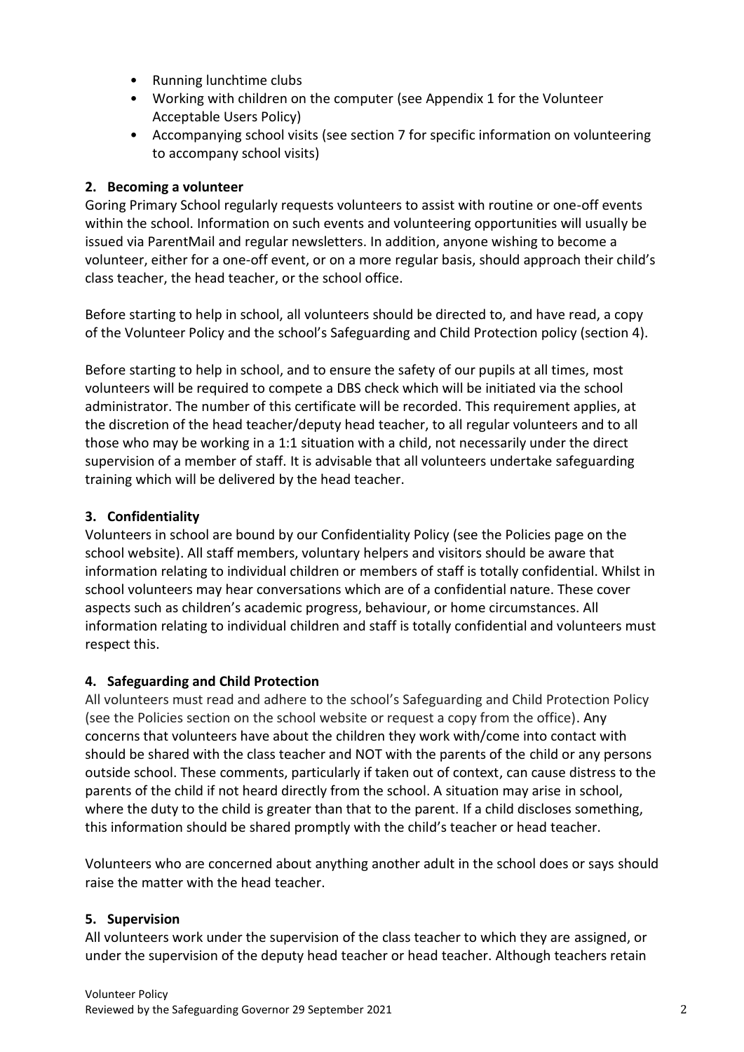- Running lunchtime clubs
- Working with children on the computer (see Appendix 1 for the Volunteer Acceptable Users Policy)
- Accompanying school visits (see section 7 for specific information on volunteering to accompany school visits)

## 2. Becoming a volunteer

Goring Primary School regularly requests volunteers to assist with routine or one-off events within the school. Information on such events and volunteering opportunities will usually be issued via ParentMail and regular newsletters. In addition, anyone wishing to become a volunteer, either for a one-off event, or on a more regular basis, should approach their child's class teacher, the head teacher, or the school office.

Before starting to help in school, all volunteers should be directed to, and have read, a copy of the Volunteer Policy and the school's Safeguarding and Child Protection policy (section 4).

Before starting to help in school, and to ensure the safety of our pupils at all times, most volunteers will be required to compete a DBS check which will be initiated via the school administrator. The number of this certificate will be recorded. This requirement applies, at the discretion of the head teacher/deputy head teacher, to all regular volunteers and to all those who may be working in a 1:1 situation with a child, not necessarily under the direct supervision of a member of staff. It is advisable that all volunteers undertake safeguarding training which will be delivered by the head teacher.

## 3. Confidentiality

Volunteers in school are bound by our Confidentiality Policy (see the Policies page on the school website). All staff members, voluntary helpers and visitors should be aware that information relating to individual children or members of staff is totally confidential. Whilst in school volunteers may hear conversations which are of a confidential nature. These cover aspects such as children's academic progress, behaviour, or home circumstances. All information relating to individual children and staff is totally confidential and volunteers must respect this.

## 4. Safeguarding and Child Protection

All volunteers must read and adhere to the school's Safeguarding and Child Protection Policy (see the Policies section on the school website or request a copy from the office). Any concerns that volunteers have about the children they work with/come into contact with should be shared with the class teacher and NOT with the parents of the child or any persons outside school. These comments, particularly if taken out of context, can cause distress to the parents of the child if not heard directly from the school. A situation may arise in school, where the duty to the child is greater than that to the parent. If a child discloses something, this information should be shared promptly with the child's teacher or head teacher.

Volunteers who are concerned about anything another adult in the school does or says should raise the matter with the head teacher.

## 5. Supervision

All volunteers work under the supervision of the class teacher to which they are assigned, or under the supervision of the deputy head teacher or head teacher. Although teachers retain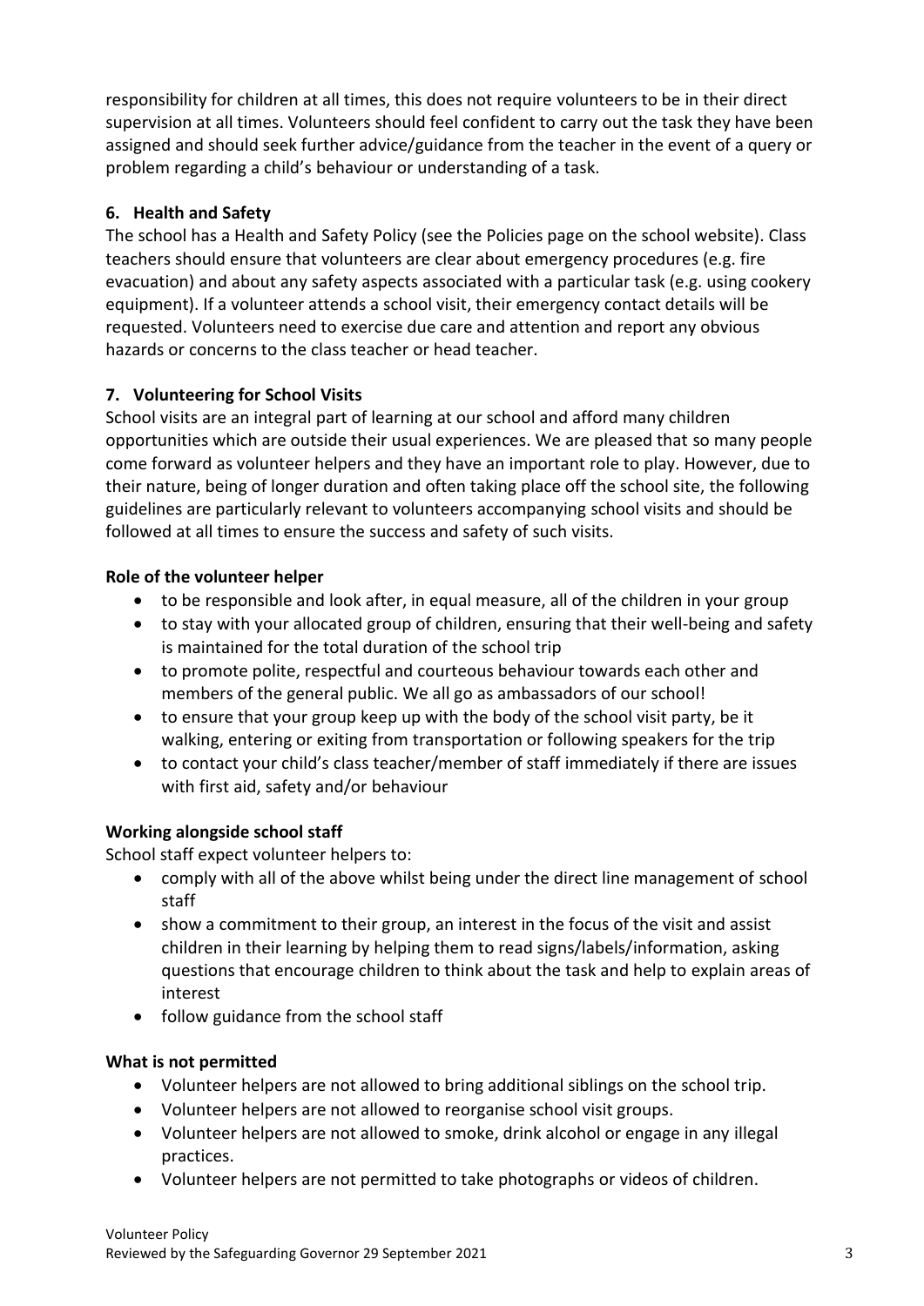responsibility for children at all times, this does not require volunteers to be in their direct supervision at all times. Volunteers should feel confident to carry out the task they have been assigned and should seek further advice/guidance from the teacher in the event of a query or problem regarding a child's behaviour or understanding of a task.

## 6. Health and Safety

The school has a Health and Safety Policy (see the Policies page on the school website). Class teachers should ensure that volunteers are clear about emergency procedures (e.g. fire evacuation) and about any safety aspects associated with a particular task (e.g. using cookery equipment). If a volunteer attends a school visit, their emergency contact details will be requested. Volunteers need to exercise due care and attention and report any obvious hazards or concerns to the class teacher or head teacher.

## 7. Volunteering for School Visits

School visits are an integral part of learning at our school and afford many children opportunities which are outside their usual experiences. We are pleased that so many people come forward as volunteer helpers and they have an important role to play. However, due to their nature, being of longer duration and often taking place off the school site, the following guidelines are particularly relevant to volunteers accompanying school visits and should be followed at all times to ensure the success and safety of such visits.

### Role of the volunteer helper

- to be responsible and look after, in equal measure, all of the children in your group
- to stay with your allocated group of children, ensuring that their well-being and safety is maintained for the total duration of the school trip
- to promote polite, respectful and courteous behaviour towards each other and members of the general public. We all go as ambassadors of our school!
- to ensure that your group keep up with the body of the school visit party, be it walking, entering or exiting from transportation or following speakers for the trip
- to contact your child's class teacher/member of staff immediately if there are issues with first aid, safety and/or behaviour

### Working alongside school staff

School staff expect volunteer helpers to:

- comply with all of the above whilst being under the direct line management of school staff
- show a commitment to their group, an interest in the focus of the visit and assist children in their learning by helping them to read signs/labels/information, asking questions that encourage children to think about the task and help to explain areas of interest
- follow guidance from the school staff

### What is not permitted

- Volunteer helpers are not allowed to bring additional siblings on the school trip.
- Volunteer helpers are not allowed to reorganise school visit groups.
- Volunteer helpers are not allowed to smoke, drink alcohol or engage in any illegal practices.
- Volunteer helpers are not permitted to take photographs or videos of children.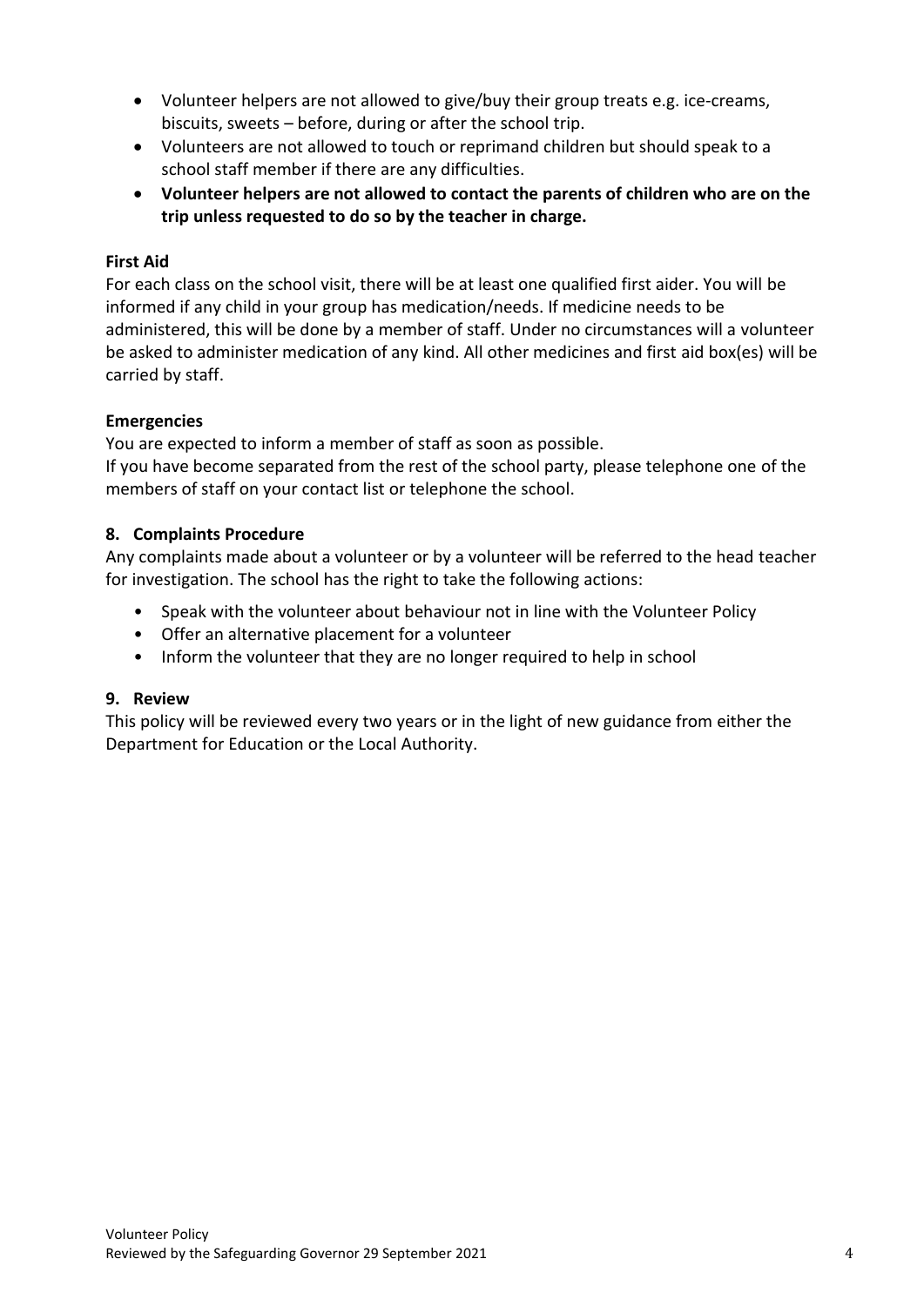- Volunteer helpers are not allowed to give/buy their group treats e.g. ice-creams, biscuits, sweets – before, during or after the school trip.
- Volunteers are not allowed to touch or reprimand children but should speak to a school staff member if there are any difficulties.
- **Volunteer helpers are not allowed to contact the parents of children who are on the trip unless requested to do so by the teacher in charge.**

**First Aid**

For each class on the school visit, there will be at least one qualified first aider. You will be informed if any child in your group has medication/needs. If medicine needs to be administered, this will be done by a member of staff. Under no circumstances will a volunteer be asked to administer medication of any kind. All other medicines and first aid box(es) will be carried by staff.

**Emergencies**

You are expected to inform a member of staff as soon as possible.
If you have become separated from the rest of the school party, please telephone one of the members of staff on your contact list or telephone the school.

## 8. Complaints Procedure

Any complaints made about a volunteer or by a volunteer will be referred to the head teacher for investigation. The school has the right to take the following actions:

- Speak with the volunteer about behaviour not in line with the Volunteer Policy
- Offer an alternative placement for a volunteer
- Inform the volunteer that they are no longer required to help in school

## 9. Review

This policy will be reviewed every two years or in the light of new guidance from either the Department for Education or the Local Authority.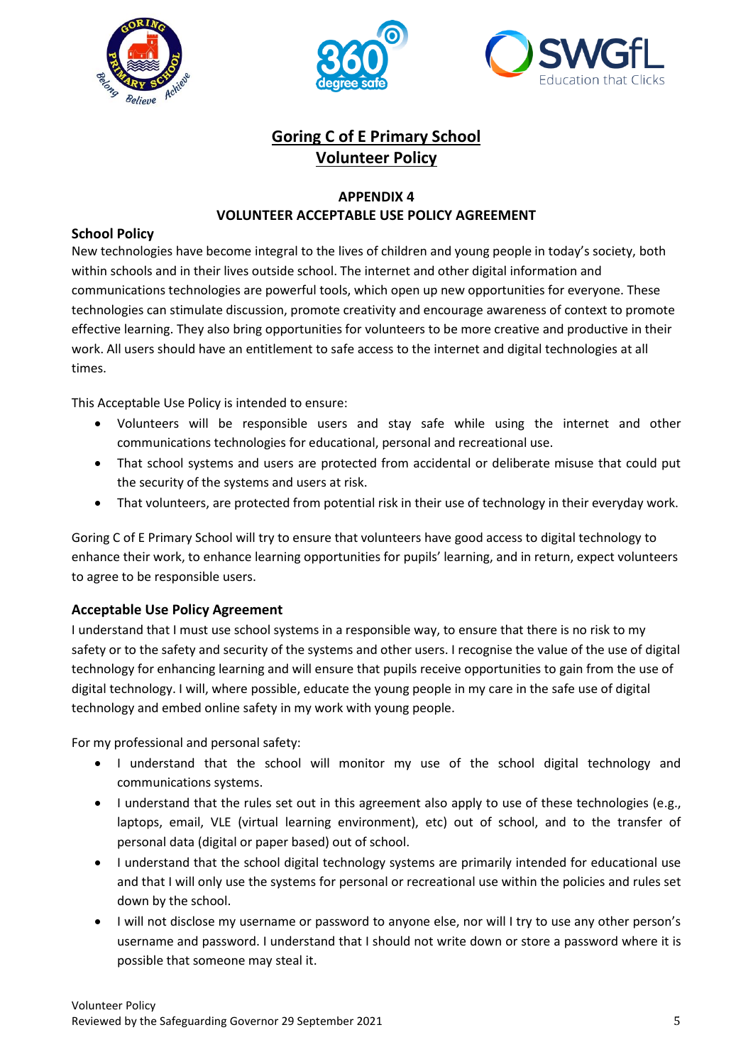# Goring C of E Primary School
# Volunteer Policy

### APPENDIX 4
### VOLUNTEER ACCEPTABLE USE POLICY AGREEMENT

**School Policy**

New technologies have become integral to the lives of children and young people in today's society, both within schools and in their lives outside school. The internet and other digital information and communications technologies are powerful tools, which open up new opportunities for everyone. These technologies can stimulate discussion, promote creativity and encourage awareness of context to promote effective learning. They also bring opportunities for volunteers to be more creative and productive in their work. All users should have an entitlement to safe access to the internet and digital technologies at all times.

This Acceptable Use Policy is intended to ensure:

- Volunteers will be responsible users and stay safe while using the internet and other communications technologies for educational, personal and recreational use.
- That school systems and users are protected from accidental or deliberate misuse that could put the security of the systems and users at risk.
- That volunteers, are protected from potential risk in their use of technology in their everyday work.

Goring C of E Primary School will try to ensure that volunteers have good access to digital technology to enhance their work, to enhance learning opportunities for pupils' learning, and in return, expect volunteers to agree to be responsible users.

**Acceptable Use Policy Agreement**

I understand that I must use school systems in a responsible way, to ensure that there is no risk to my safety or to the safety and security of the systems and other users. I recognise the value of the use of digital technology for enhancing learning and will ensure that pupils receive opportunities to gain from the use of digital technology. I will, where possible, educate the young people in my care in the safe use of digital technology and embed online safety in my work with young people.

For my professional and personal safety:

- I understand that the school will monitor my use of the school digital technology and communications systems.
- I understand that the rules set out in this agreement also apply to use of these technologies (e.g., laptops, email, VLE (virtual learning environment), etc) out of school, and to the transfer of personal data (digital or paper based) out of school.
- I understand that the school digital technology systems are primarily intended for educational use and that I will only use the systems for personal or recreational use within the policies and rules set down by the school.
- I will not disclose my username or password to anyone else, nor will I try to use any other person's username and password. I understand that I should not write down or store a password where it is possible that someone may steal it.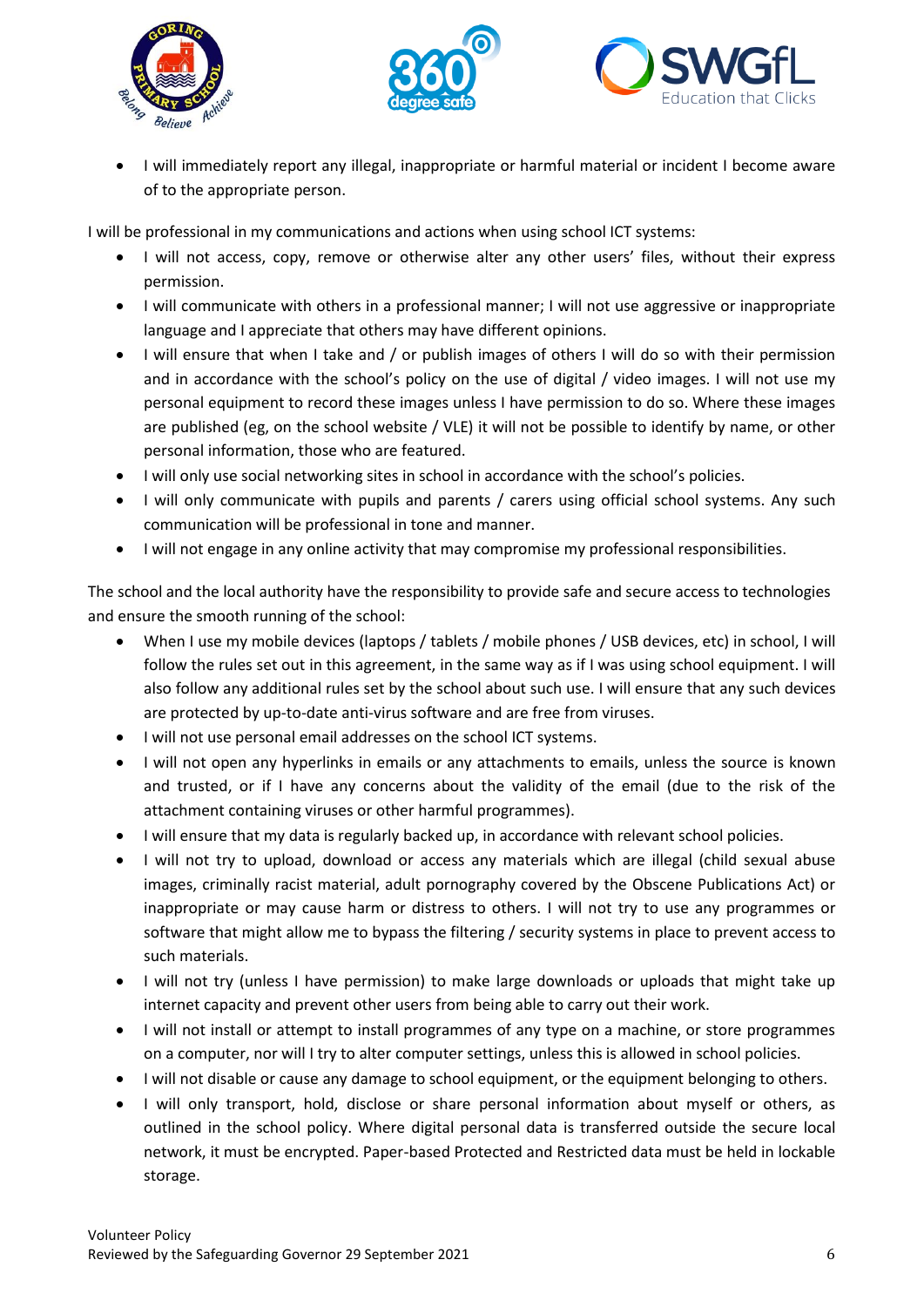- I will immediately report any illegal, inappropriate or harmful material or incident I become aware of to the appropriate person.

I will be professional in my communications and actions when using school ICT systems:

- I will not access, copy, remove or otherwise alter any other users' files, without their express permission.
- I will communicate with others in a professional manner; I will not use aggressive or inappropriate language and I appreciate that others may have different opinions.
- I will ensure that when I take and / or publish images of others I will do so with their permission and in accordance with the school's policy on the use of digital / video images. I will not use my personal equipment to record these images unless I have permission to do so. Where these images are published (eg, on the school website / VLE) it will not be possible to identify by name, or other personal information, those who are featured.
- I will only use social networking sites in school in accordance with the school's policies.
- I will only communicate with pupils and parents / carers using official school systems. Any such communication will be professional in tone and manner.
- I will not engage in any online activity that may compromise my professional responsibilities.

The school and the local authority have the responsibility to provide safe and secure access to technologies and ensure the smooth running of the school:

- When I use my mobile devices (laptops / tablets / mobile phones / USB devices, etc) in school, I will follow the rules set out in this agreement, in the same way as if I was using school equipment. I will also follow any additional rules set by the school about such use. I will ensure that any such devices are protected by up-to-date anti-virus software and are free from viruses.
- I will not use personal email addresses on the school ICT systems.
- I will not open any hyperlinks in emails or any attachments to emails, unless the source is known and trusted, or if I have any concerns about the validity of the email (due to the risk of the attachment containing viruses or other harmful programmes).
- I will ensure that my data is regularly backed up, in accordance with relevant school policies.
- I will not try to upload, download or access any materials which are illegal (child sexual abuse images, criminally racist material, adult pornography covered by the Obscene Publications Act) or inappropriate or may cause harm or distress to others. I will not try to use any programmes or software that might allow me to bypass the filtering / security systems in place to prevent access to such materials.
- I will not try (unless I have permission) to make large downloads or uploads that might take up internet capacity and prevent other users from being able to carry out their work.
- I will not install or attempt to install programmes of any type on a machine, or store programmes on a computer, nor will I try to alter computer settings, unless this is allowed in school policies.
- I will not disable or cause any damage to school equipment, or the equipment belonging to others.
- I will only transport, hold, disclose or share personal information about myself or others, as outlined in the school policy. Where digital personal data is transferred outside the secure local network, it must be encrypted. Paper-based Protected and Restricted data must be held in lockable storage.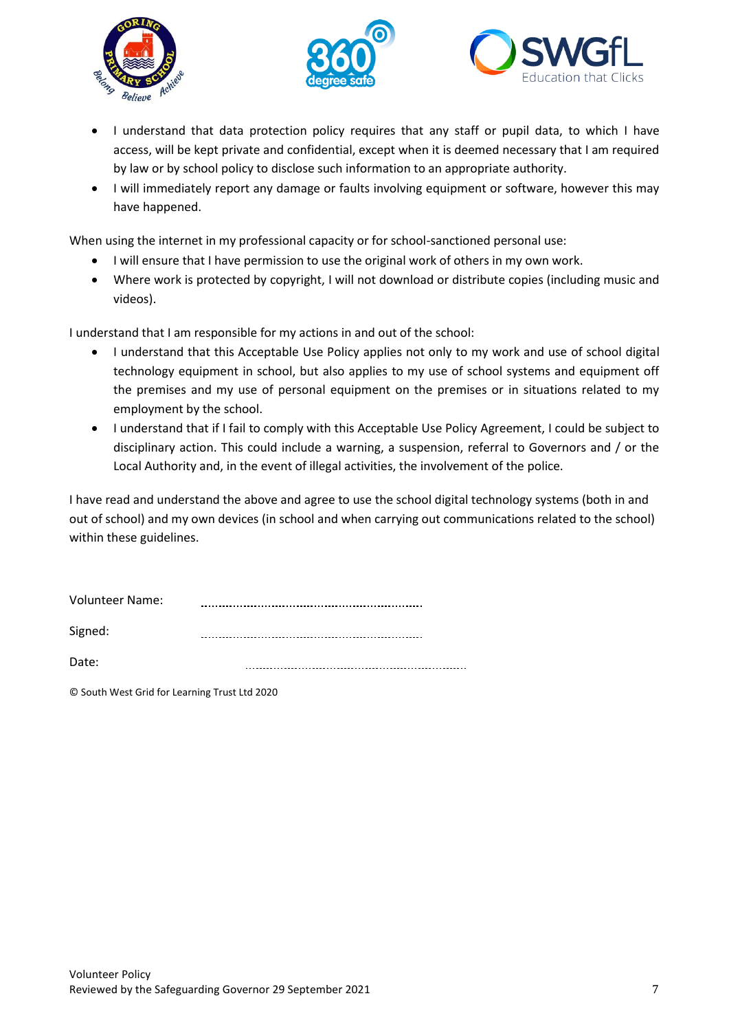- I understand that data protection policy requires that any staff or pupil data, to which I have access, will be kept private and confidential, except when it is deemed necessary that I am required by law or by school policy to disclose such information to an appropriate authority.
- I will immediately report any damage or faults involving equipment or software, however this may have happened.

When using the internet in my professional capacity or for school-sanctioned personal use:

- I will ensure that I have permission to use the original work of others in my own work.
- Where work is protected by copyright, I will not download or distribute copies (including music and videos).

I understand that I am responsible for my actions in and out of the school:

- I understand that this Acceptable Use Policy applies not only to my work and use of school digital technology equipment in school, but also applies to my use of school systems and equipment off the premises and my use of personal equipment on the premises or in situations related to my employment by the school.
- I understand that if I fail to comply with this Acceptable Use Policy Agreement, I could be subject to disciplinary action. This could include a warning, a suspension, referral to Governors and / or the Local Authority and, in the event of illegal activities, the involvement of the police.

I have read and understand the above and agree to use the school digital technology systems (both in and out of school) and my own devices (in school and when carrying out communications related to the school) within these guidelines.

Volunteer Name: ................................................................

Signed: ................................................................

Date: ................................................................

© South West Grid for Learning Trust Ltd 2020